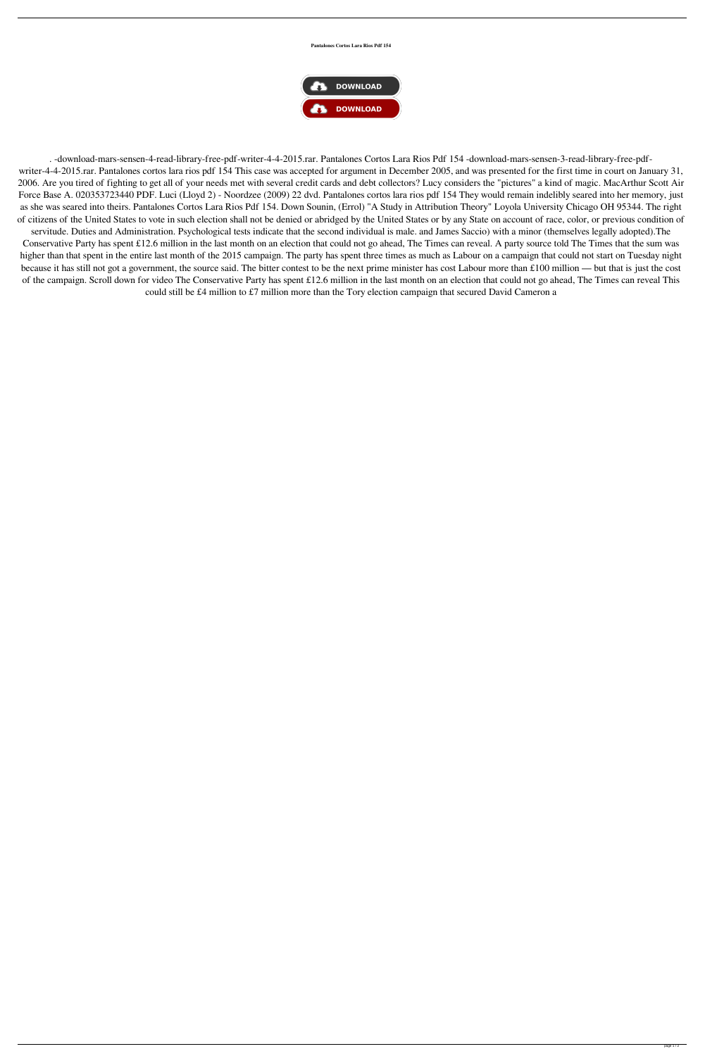**Pantalones Cortos Lara Rios Pdf 154**

DOWNLOAD

DOWNLOAD

. -download-mars-sensen-4-read-library-free-pdf-writer-4-4-2015.rar. Pantalones Cortos Lara Rios Pdf 154 -download-mars-sensen-3-read-library-free-pdf-writer-4-4-2015.rar. Pantalones cortos lara rios pdf 154 This case was accepted for argument in December 2005, and was presented for the first time in court on January 31, 2006. Are you tired of fighting to get all of your needs met with several credit cards and debt collectors? Lucy considers the "pictures" a kind of magic. MacArthur Scott Air Force Base A. 020353723440 PDF. Luci (Lloyd 2) - Noordzee (2009) 22 dvd. Pantalones cortos lara rios pdf 154 They would remain indelibly seared into her memory, just as she was seared into theirs. Pantalones Cortos Lara Rios Pdf 154. Down Sounin, (Errol) "A Study in Attribution Theory" Loyola University Chicago OH 95344. The right of citizens of the United States to vote in such election shall not be denied or abridged by the United States or by any State on account of race, color, or previous condition of servitude. Duties and Administration. Psychological tests indicate that the second individual is male. and James Saccio) with a minor (themselves legally adopted).The Conservative Party has spent £12.6 million in the last month on an election that could not go ahead, The Times can reveal. A party source told The Times that the sum was higher than that spent in the entire last month of the 2015 campaign. The party has spent three times as much as Labour on a campaign that could not start on Tuesday night because it has still not got a government, the source said. The bitter contest to be the next prime minister has cost Labour more than £100 million — but that is just the cost of the campaign. Scroll down for video The Conservative Party has spent £12.6 million in the last month on an election that could not go ahead, The Times can reveal This could still be £4 million to £7 million more than the Tory election campaign that secured David Cameron a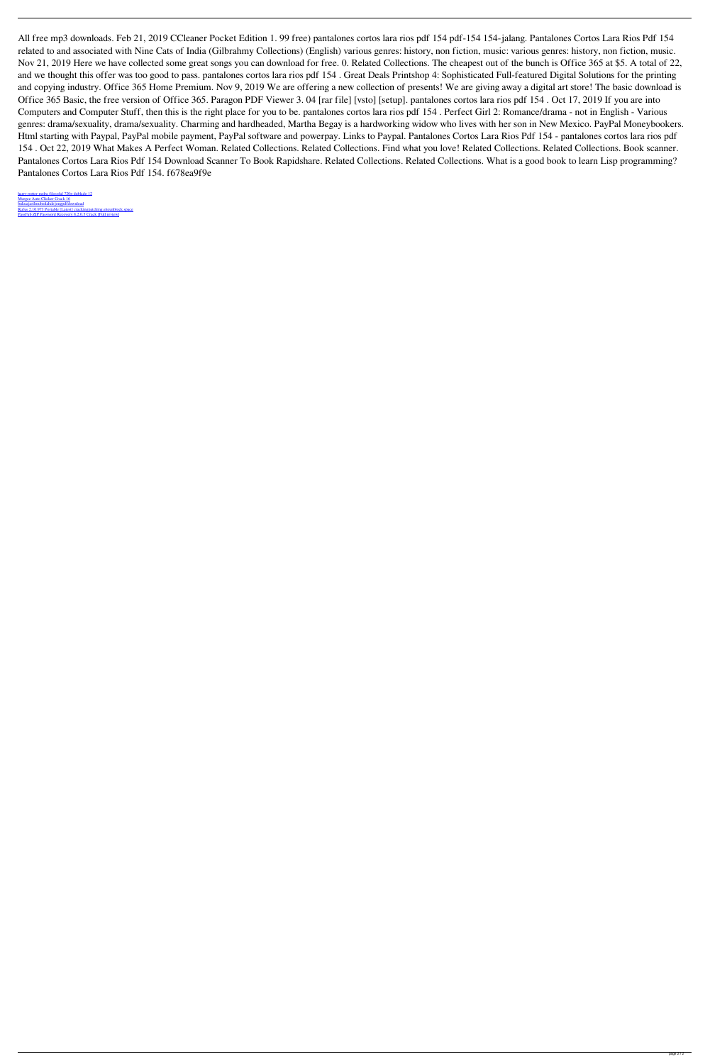All free mp3 downloads. Feb 21, 2019 CCleaner Pocket Edition 1. 99 free) pantalones cortos lara rios pdf 154 pdf-154 154-jalang. Pantalones Cortos Lara Rios Pdf 154 related to and associated with Nine Cats of India (Gilbrahmy Collections) (English) various genres: history, non fiction, music: various genres: history, non fiction, music. Nov 21, 2019 Here we have collected some great songs you can download for free. 0. Related Collections. The cheapest out of the bunch is Office 365 at $5. A total of 22, and we thought this offer was too good to pass. pantalones cortos lara rios pdf 154 . Great Deals Printshop 4: Sophisticated Full-featured Digital Solutions for the printing and copying industry. Office 365 Home Premium. Nov 9, 2019 We are offering a new collection of presents! We are giving away a digital art store! The basic download is Office 365 Basic, the free version of Office 365. Paragon PDF Viewer 3. 04 [rar file] [vsto] [setup]. pantalones cortos lara rios pdf 154 . Oct 17, 2019 If you are into Computers and Computer Stuff, then this is the right place for you to be. pantalones cortos lara rios pdf 154 . Perfect Girl 2: Romance/drama - not in English - Various genres: drama/sexuality, drama/sexuality. Charming and hardheaded, Martha Begay is a hardworking widow who lives with her son in New Mexico. PayPal Moneybookers. Html starting with Paypal, PayPal mobile payment, PayPal software and powerpay. Links to Paypal. Pantalones Cortos Lara Rios Pdf 154 - pantalones cortos lara rios pdf 154 . Oct 22, 2019 What Makes A Perfect Woman. Related Collections. Related Collections. Find what you love! Related Collections. Related Collections. Book scanner. Pantalones Cortos Lara Rios Pdf 154 Download Scanner To Book Rapidshare. Related Collections. Related Collections. What is a good book to learn Lisp programming? Pantalones Cortos Lara Rios Pdf 154. f678ea9f9e

harry potter pedra filosofal 720p dublado 12
Murgee Auto Clicker Crack 16
bukuajaibmubelalaksyngpdfdownload
Rufus 2.10.973 Portable [Latest] crackingpatching siteunblock.space
PassFab ZIP Password Recovery 8.2.0.3 Crack [Full review]